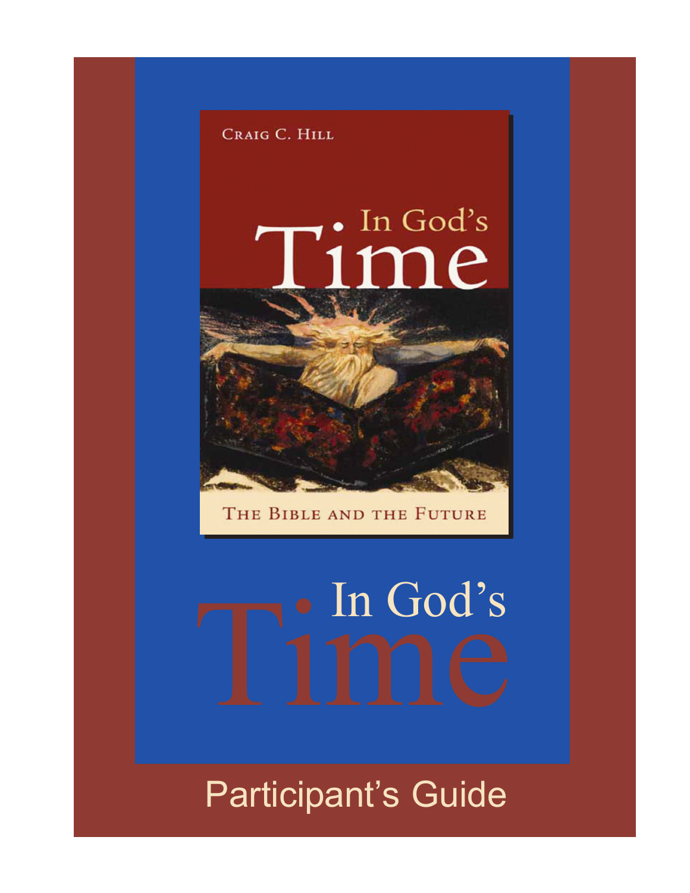Craig C. Hill

# In God's Time

The Bible and the Future

# In God's Time

## Participant's Guide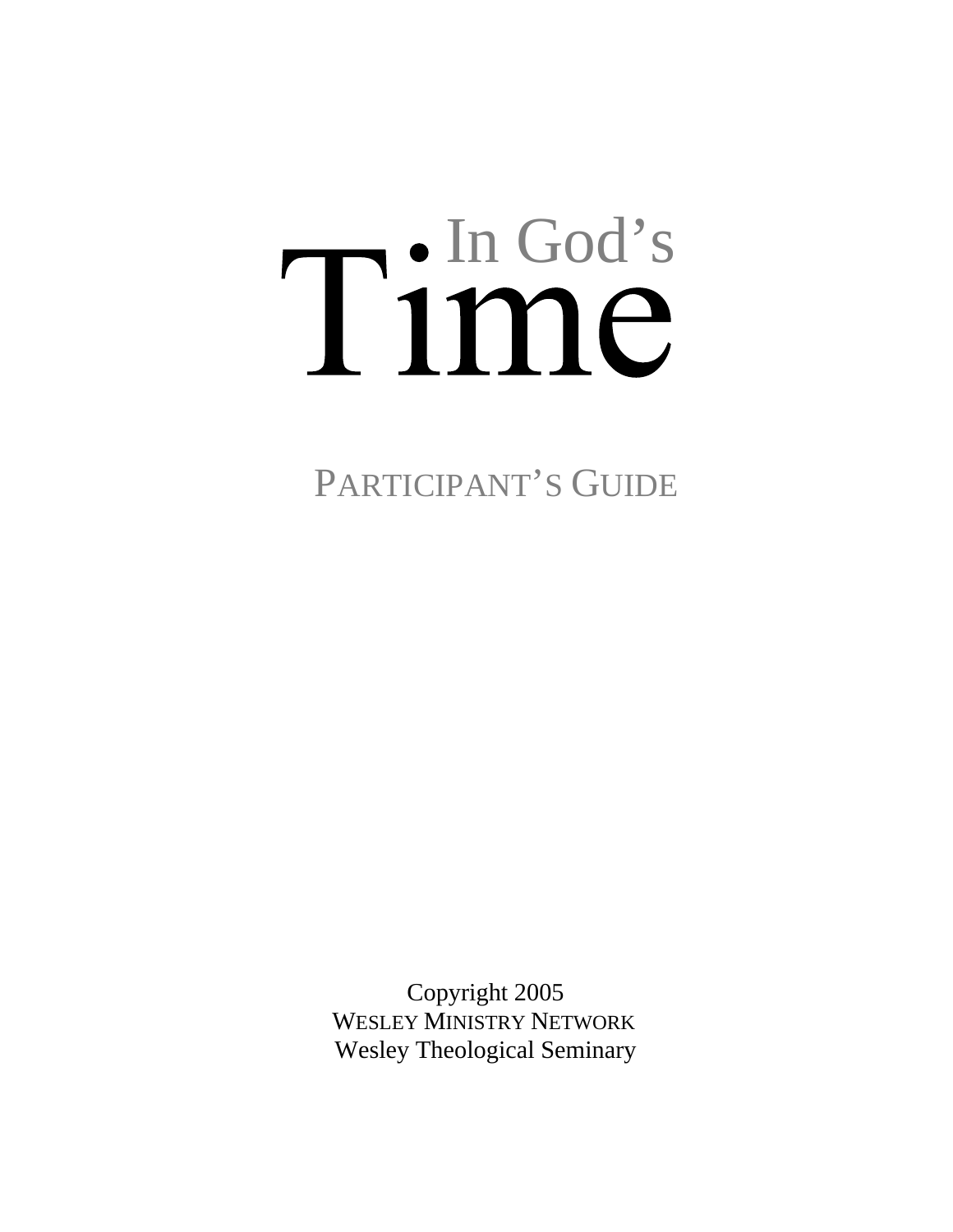# In God's Time

## PARTICIPANT'S GUIDE

Copyright 2005
WESLEY MINISTRY NETWORK
Wesley Theological Seminary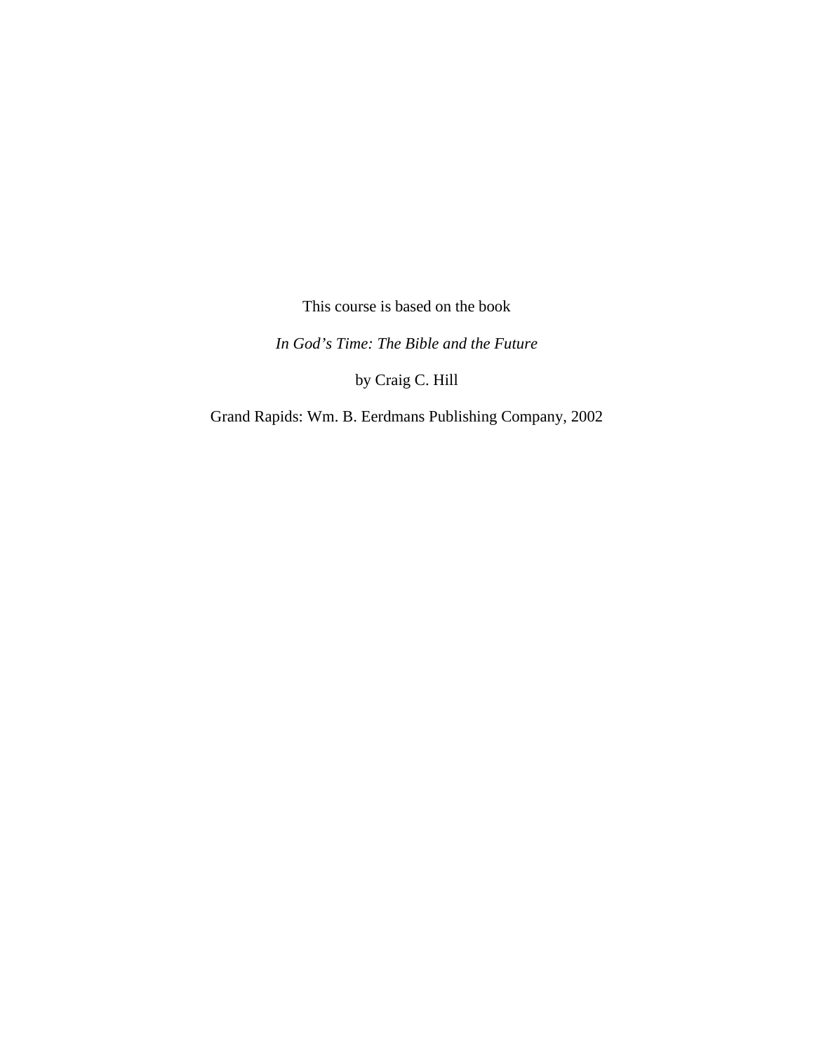This course is based on the book

*In God's Time: The Bible and the Future*

by Craig C. Hill

Grand Rapids: Wm. B. Eerdmans Publishing Company, 2002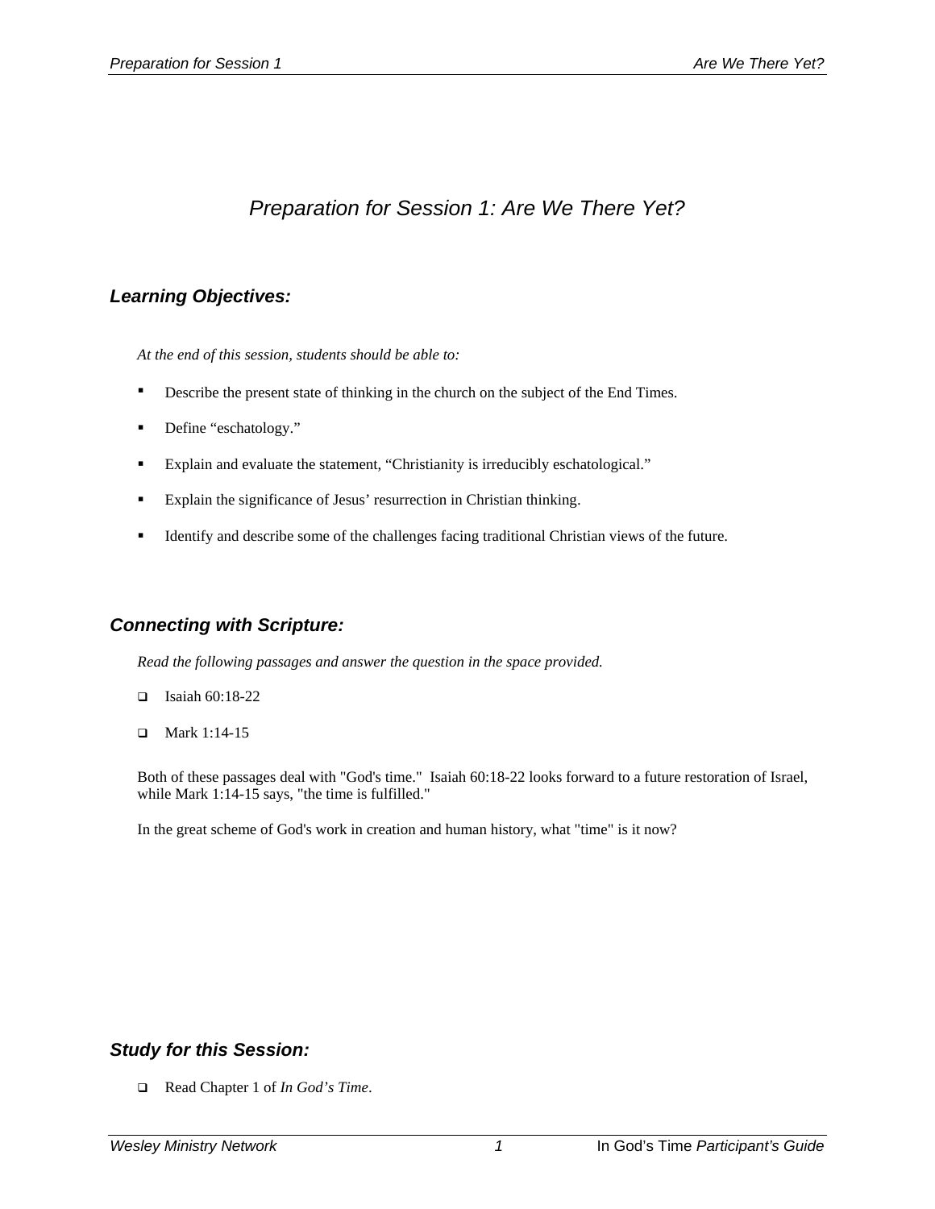# *Preparation for Session 1: Are We There Yet?*

## ***Learning Objectives:***

*At the end of this session, students should be able to:*

- Describe the present state of thinking in the church on the subject of the End Times.
- Define "eschatology."
- Explain and evaluate the statement, "Christianity is irreducibly eschatological."
- Explain the significance of Jesus' resurrection in Christian thinking.
- Identify and describe some of the challenges facing traditional Christian views of the future.

## ***Connecting with Scripture:***

*Read the following passages and answer the question in the space provided.*

- ❑ Isaiah 60:18-22
- ❑ Mark 1:14-15

Both of these passages deal with "God's time." Isaiah 60:18-22 looks forward to a future restoration of Israel, while Mark 1:14-15 says, "the time is fulfilled."

In the great scheme of God's work in creation and human history, what "time" is it now?

## ***Study for this Session:***

- ❑ Read Chapter 1 of *In God's Time*.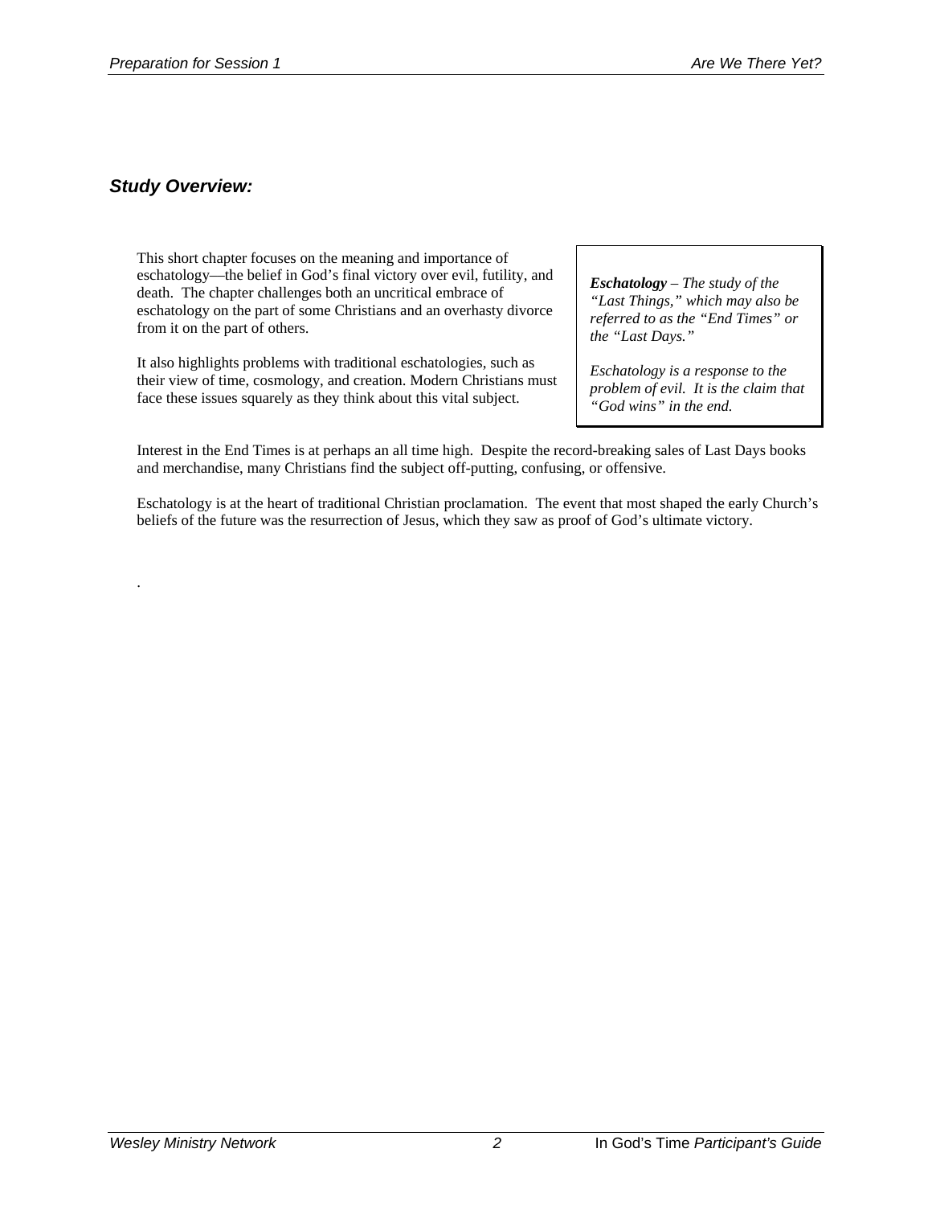## *Study Overview:*

This short chapter focuses on the meaning and importance of eschatology—the belief in God's final victory over evil, futility, and death. The chapter challenges both an uncritical embrace of eschatology on the part of some Christians and an overhasty divorce from it on the part of others.

It also highlights problems with traditional eschatologies, such as their view of time, cosmology, and creation. Modern Christians must face these issues squarely as they think about this vital subject.

> ***Eschatology*** *– The study of the "Last Things," which may also be referred to as the "End Times" or the "Last Days."*
>
> *Eschatology is a response to the problem of evil. It is the claim that "God wins" in the end.*

Interest in the End Times is at perhaps an all time high. Despite the record-breaking sales of Last Days books and merchandise, many Christians find the subject off-putting, confusing, or offensive.

Eschatology is at the heart of traditional Christian proclamation. The event that most shaped the early Church's beliefs of the future was the resurrection of Jesus, which they saw as proof of God's ultimate victory.

.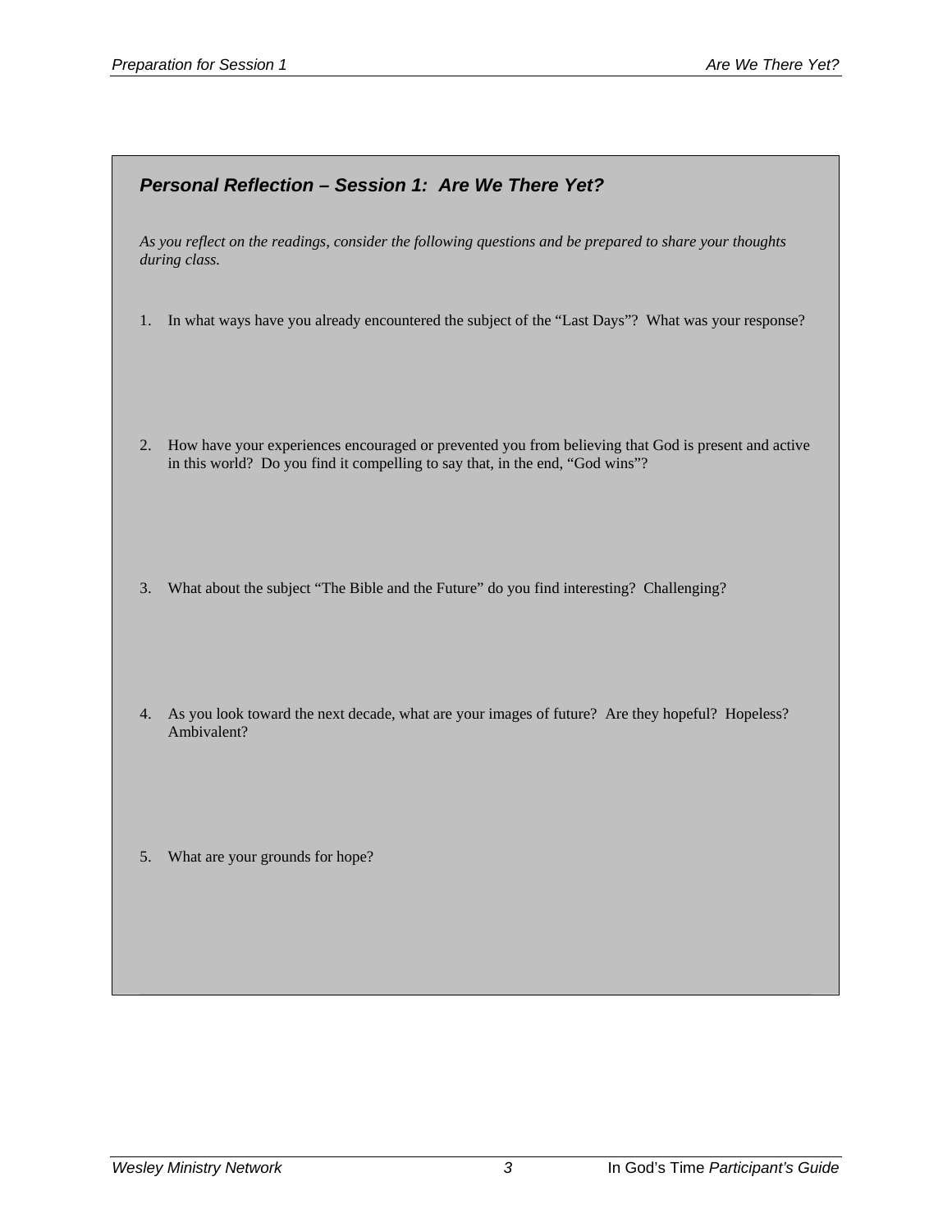## *Personal Reflection – Session 1: Are We There Yet?*

*As you reflect on the readings, consider the following questions and be prepared to share your thoughts during class.*

1. In what ways have you already encountered the subject of the "Last Days"? What was your response?

2. How have your experiences encouraged or prevented you from believing that God is present and active in this world? Do you find it compelling to say that, in the end, "God wins"?

3. What about the subject "The Bible and the Future" do you find interesting? Challenging?

4. As you look toward the next decade, what are your images of future? Are they hopeful? Hopeless? Ambivalent?

5. What are your grounds for hope?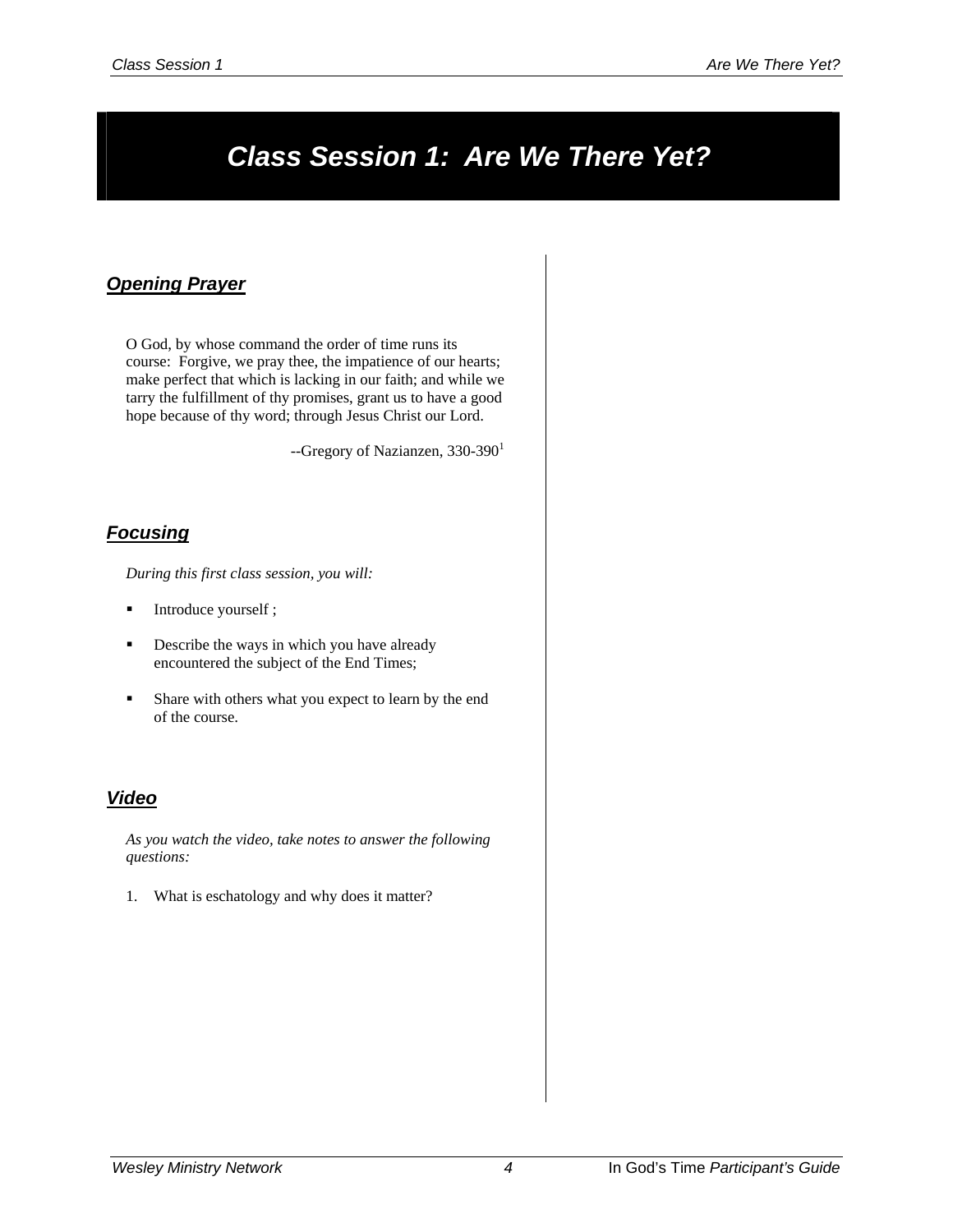# Class Session 1: Are We There Yet?

## Opening Prayer

O God, by whose command the order of time runs its course: Forgive, we pray thee, the impatience of our hearts; make perfect that which is lacking in our faith; and while we tarry the fulfillment of thy promises, grant us to have a good hope because of thy word; through Jesus Christ our Lord.

--Gregory of Nazianzen, 330-390[1]

## Focusing

*During this first class session, you will:*

- Introduce yourself ;
- Describe the ways in which you have already encountered the subject of the End Times;
- Share with others what you expect to learn by the end of the course.

## Video

*As you watch the video, take notes to answer the following questions:*

1. What is eschatology and why does it matter?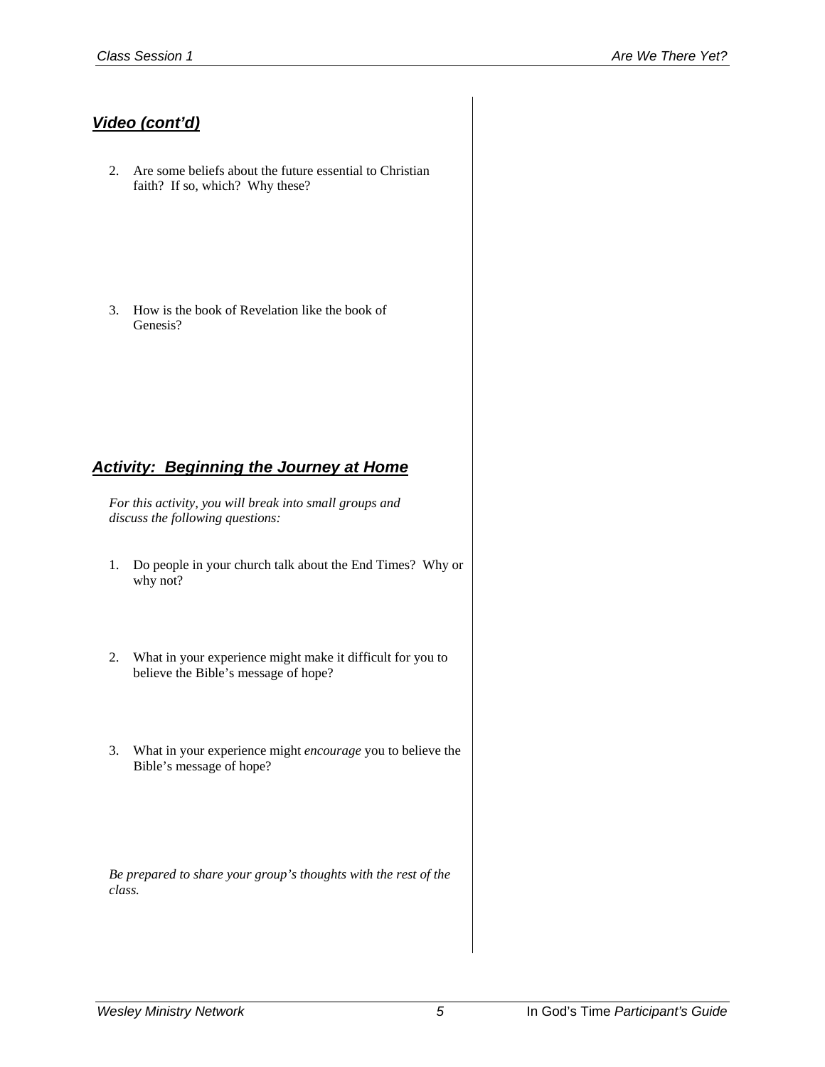## *Video (cont'd)*

2. Are some beliefs about the future essential to Christian faith? If so, which? Why these?

3. How is the book of Revelation like the book of Genesis?

## *Activity: Beginning the Journey at Home*

*For this activity, you will break into small groups and discuss the following questions:*

1. Do people in your church talk about the End Times? Why or why not?

2. What in your experience might make it difficult for you to believe the Bible's message of hope?

3. What in your experience might *encourage* you to believe the Bible's message of hope?

*Be prepared to share your group's thoughts with the rest of the class.*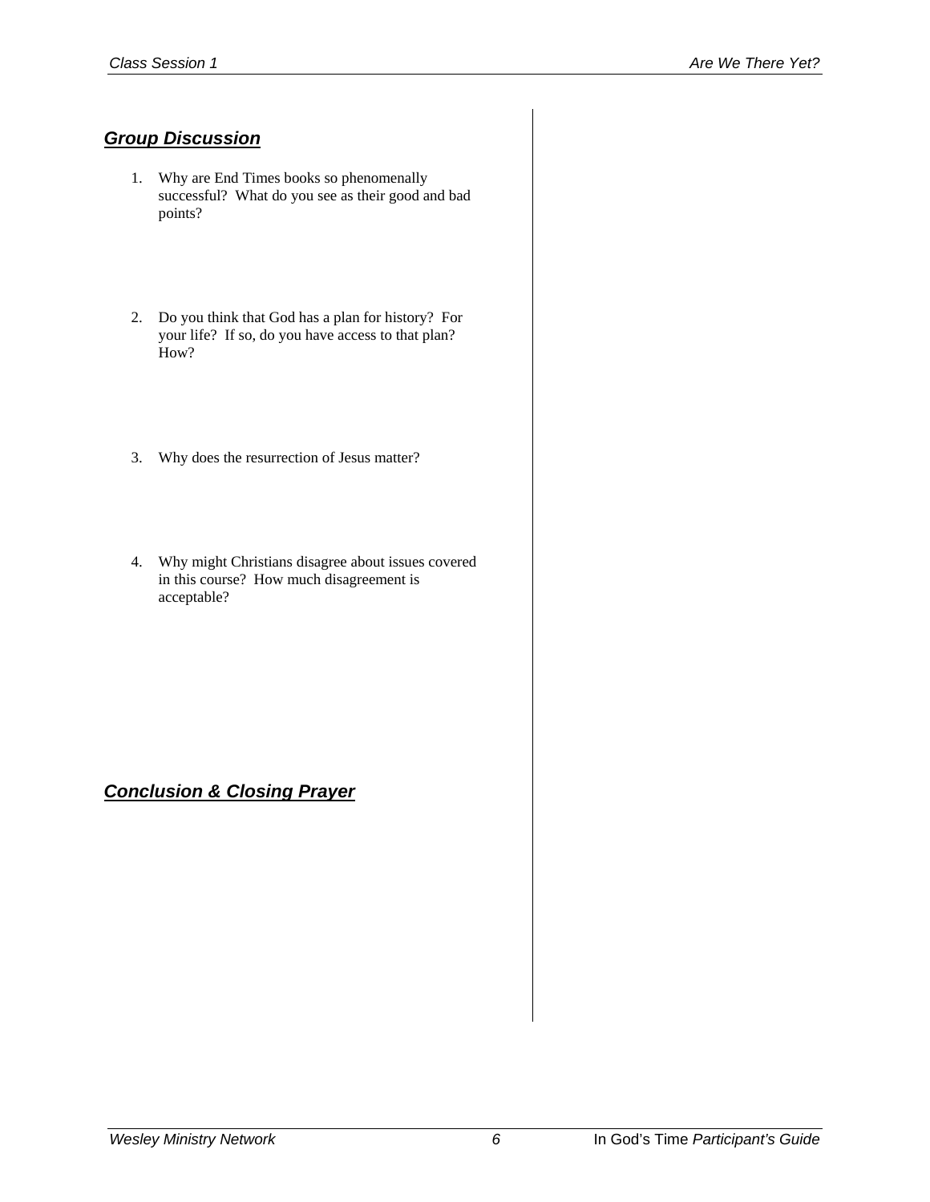## *Group Discussion*

1. Why are End Times books so phenomenally successful? What do you see as their good and bad points?

2. Do you think that God has a plan for history? For your life? If so, do you have access to that plan? How?

3. Why does the resurrection of Jesus matter?

4. Why might Christians disagree about issues covered in this course? How much disagreement is acceptable?

## *Conclusion & Closing Prayer*